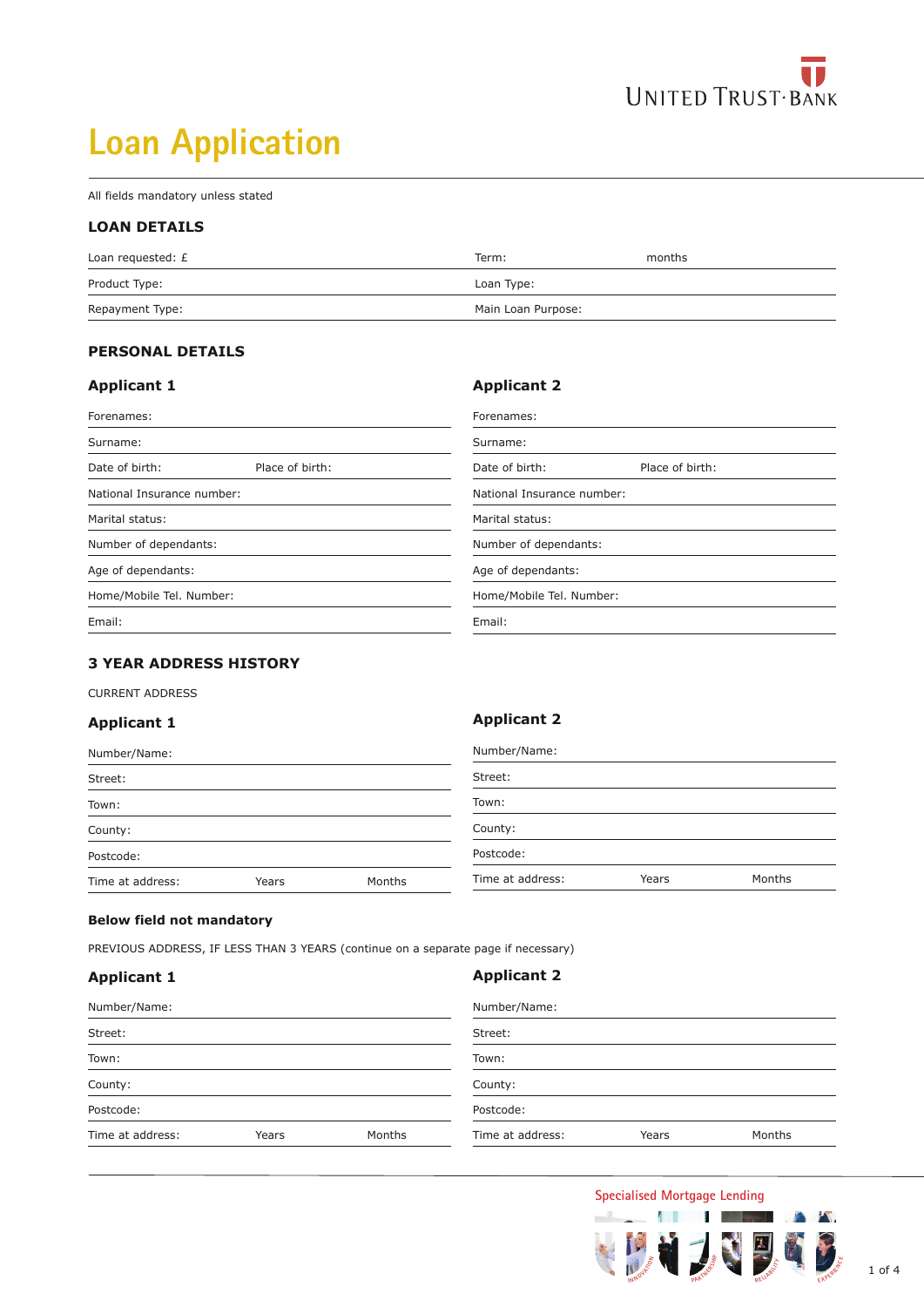UNITED TRUST·BANK

# Loan Application

All fields mandatory unless stated

## LOAN DETAILS

| | |
|---|---|
| Loan requested: £ | Term: months |
| Product Type: | Loan Type: |
| Repayment Type: | Main Loan Purpose: |

## PERSONAL DETAILS

| Applicant 1 | Applicant 2 |
|---|---|
| Forenames: | Forenames: |
| Surname: | Surname: |
| Date of birth: Place of birth: | Date of birth: Place of birth: |
| National Insurance number: | National Insurance number: |
| Marital status: | Marital status: |
| Number of dependants: | Number of dependants: |
| Age of dependants: | Age of dependants: |
| Home/Mobile Tel. Number: | Home/Mobile Tel. Number: |
| Email: | Email: |

## 3 YEAR ADDRESS HISTORY

CURRENT ADDRESS

| Applicant 1 | Applicant 2 |
|---|---|
| Number/Name: | Number/Name: |
| Street: | Street: |
| Town: | Town: |
| County: | County: |
| Postcode: | Postcode: |
| Time at address: Years Months | Time at address: Years Months |

**Below field not mandatory**

PREVIOUS ADDRESS, IF LESS THAN 3 YEARS (continue on a separate page if necessary)

| Applicant 1 | Applicant 2 |
|---|---|
| Number/Name: | Number/Name: |
| Street: | Street: |
| Town: | Town: |
| County: | County: |
| Postcode: | Postcode: |
| Time at address: Years Months | Time at address: Years Months |

Specialised Mortgage Lending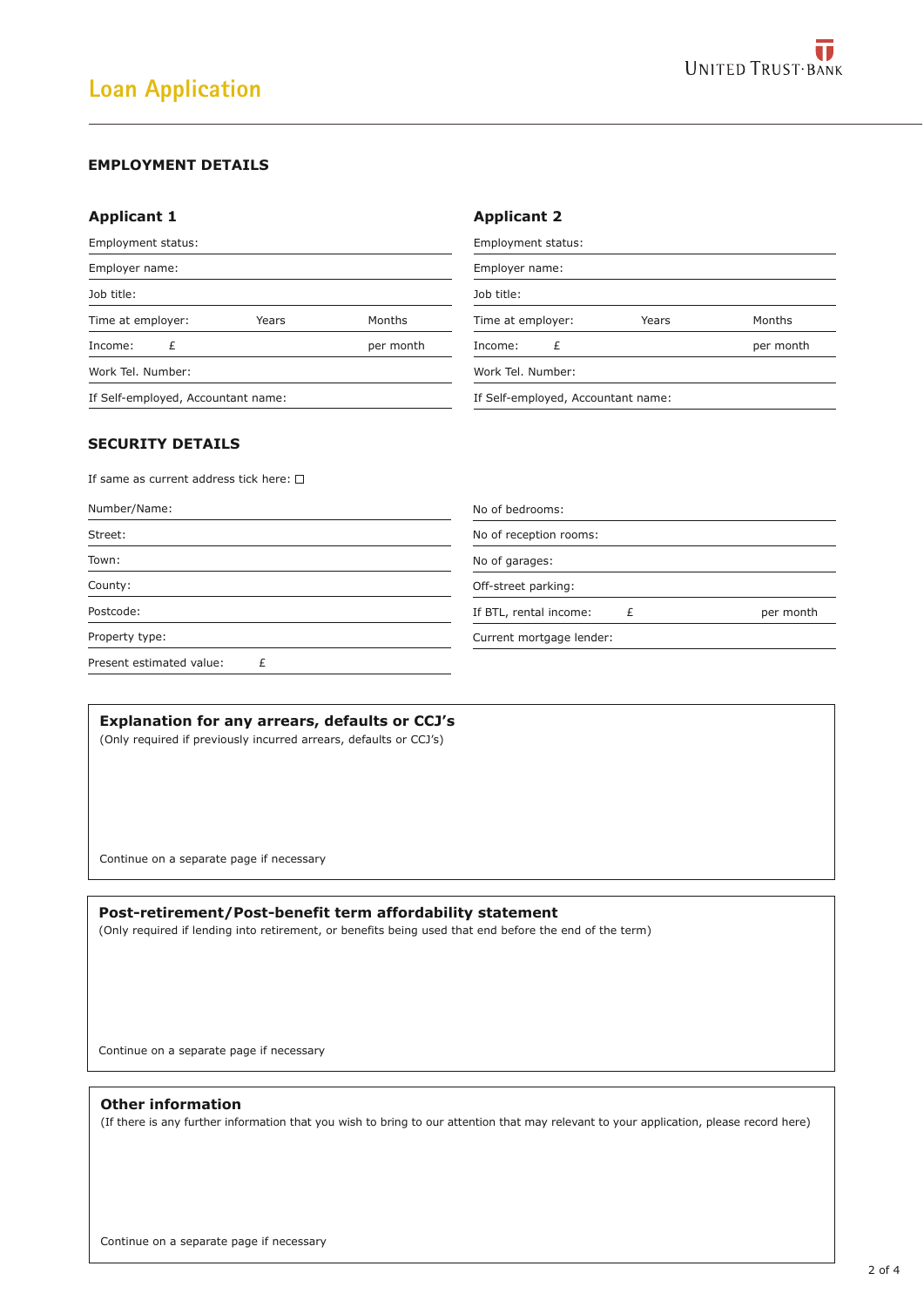# Loan Application

UNITED TRUST·BANK

## EMPLOYMENT DETAILS

### Applicant 1

| | | |
|---|---|---|
| Employment status: | | |
| Employer name: | | |
| Job title: | | |
| Time at employer: | Years | Months |
| Income: £ | | per month |
| Work Tel. Number: | | |
| If Self-employed, Accountant name: | | |

### Applicant 2

| | | |
|---|---|---|
| Employment status: | | |
| Employer name: | | |
| Job title: | | |
| Time at employer: | Years | Months |
| Income: £ | | per month |
| Work Tel. Number: | | |
| If Self-employed, Accountant name: | | |

## SECURITY DETAILS

If same as current address tick here: ☐

| | |
|---|---|
| Number/Name: | |
| Street: | |
| Town: | |
| County: | |
| Postcode: | |
| Property type: | |
| Present estimated value: £ | |

| | |
|---|---|
| No of bedrooms: | |
| No of reception rooms: | |
| No of garages: | |
| Off-street parking: | |
| If BTL, rental income: £ | per month |
| Current mortgage lender: | |

### Explanation for any arrears, defaults or CCJ's

(Only required if previously incurred arrears, defaults or CCJ's)

Continue on a separate page if necessary

### Post-retirement/Post-benefit term affordability statement

(Only required if lending into retirement, or benefits being used that end before the end of the term)

Continue on a separate page if necessary

### Other information

(If there is any further information that you wish to bring to our attention that may relevant to your application, please record here)

Continue on a separate page if necessary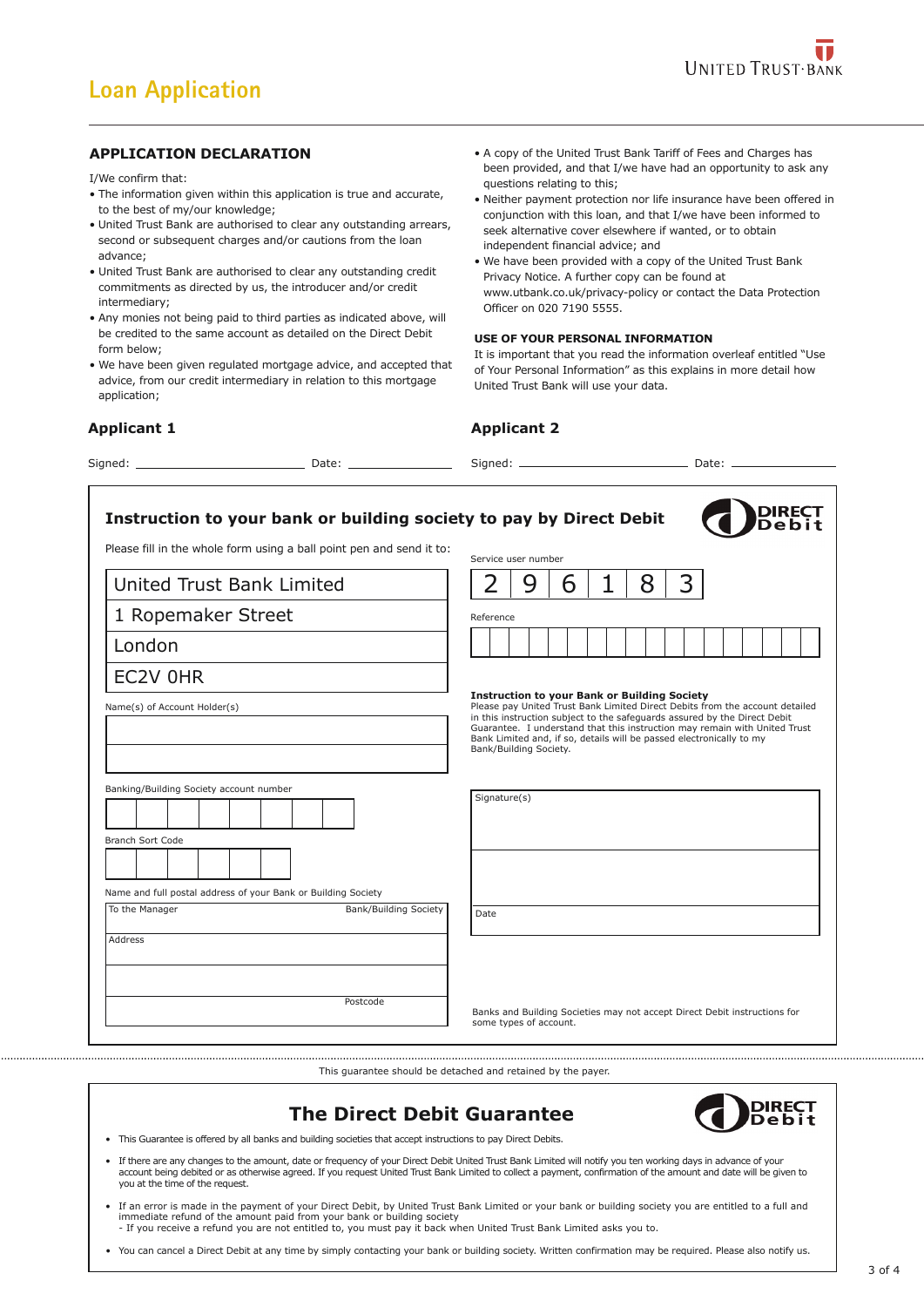UNITED TRUST·BANK

# Loan Application

## APPLICATION DECLARATION

I/We confirm that:

- The information given within this application is true and accurate, to the best of my/our knowledge;
- United Trust Bank are authorised to clear any outstanding arrears, second or subsequent charges and/or cautions from the loan advance;
- United Trust Bank are authorised to clear any outstanding credit commitments as directed by us, the introducer and/or credit intermediary;
- Any monies not being paid to third parties as indicated above, will be credited to the same account as detailed on the Direct Debit form below;
- We have been given regulated mortgage advice, and accepted that advice, from our credit intermediary in relation to this mortgage application;
- A copy of the United Trust Bank Tariff of Fees and Charges has been provided, and that I/we have had an opportunity to ask any questions relating to this;
- Neither payment protection nor life insurance have been offered in conjunction with this loan, and that I/we have been informed to seek alternative cover elsewhere if wanted, or to obtain independent financial advice; and
- We have been provided with a copy of the United Trust Bank Privacy Notice. A further copy can be found at www.utbank.co.uk/privacy-policy or contact the Data Protection Officer on 020 7190 5555.

### USE OF YOUR PERSONAL INFORMATION

It is important that you read the information overleaf entitled "Use of Your Personal Information" as this explains in more detail how United Trust Bank will use your data.

**Applicant 1**

Signed: ______________________ Date: ______________

**Applicant 2**

Signed: ______________________ Date: ______________

---

## Instruction to your bank or building society to pay by Direct Debit

DIRECT Debit

Please fill in the whole form using a ball point pen and send it to:

United Trust Bank Limited
1 Ropemaker Street
London
EC2V 0HR

Service user number

| 2 | 9 | 6 | 1 | 8 | 3 |
|---|---|---|---|---|---|

Reference

| | | | | | | | | | | | | | | | | | |
|---|---|---|---|---|---|---|---|---|---|---|---|---|---|---|---|---|---|

Name(s) of Account Holder(s)

______________________

______________________

Banking/Building Society account number

| | | | | | | | |
|---|---|---|---|---|---|---|---|

Branch Sort Code

| | | | | | |
|---|---|---|---|---|---|

**Instruction to your Bank or Building Society**
Please pay United Trust Bank Limited Direct Debits from the account detailed in this instruction subject to the safeguards assured by the Direct Debit Guarantee. I understand that this instruction may remain with United Trust Bank Limited and, if so, details will be passed electronically to my Bank/Building Society.

Name and full postal address of your Bank or Building Society

To the Manager ______________________ Bank/Building Society

Address ______________________

______________________

Postcode ______________

Signature(s)

______________________

______________________

Date ______________

Banks and Building Societies may not accept Direct Debit instructions for some types of account.

---

This guarantee should be detached and retained by the payer.

## The Direct Debit Guarantee

DIRECT Debit

- This Guarantee is offered by all banks and building societies that accept instructions to pay Direct Debits.
- If there are any changes to the amount, date or frequency of your Direct Debit United Trust Bank Limited will notify you ten working days in advance of your account being debited or as otherwise agreed. If you request United Trust Bank Limited to collect a payment, confirmation of the amount and date will be given to you at the time of the request.
- If an error is made in the payment of your Direct Debit, by United Trust Bank Limited or your bank or building society you are entitled to a full and immediate refund of the amount paid from your bank or building society
  - If you receive a refund you are not entitled to, you must pay it back when United Trust Bank Limited asks you to.
- You can cancel a Direct Debit at any time by simply contacting your bank or building society. Written confirmation may be required. Please also notify us.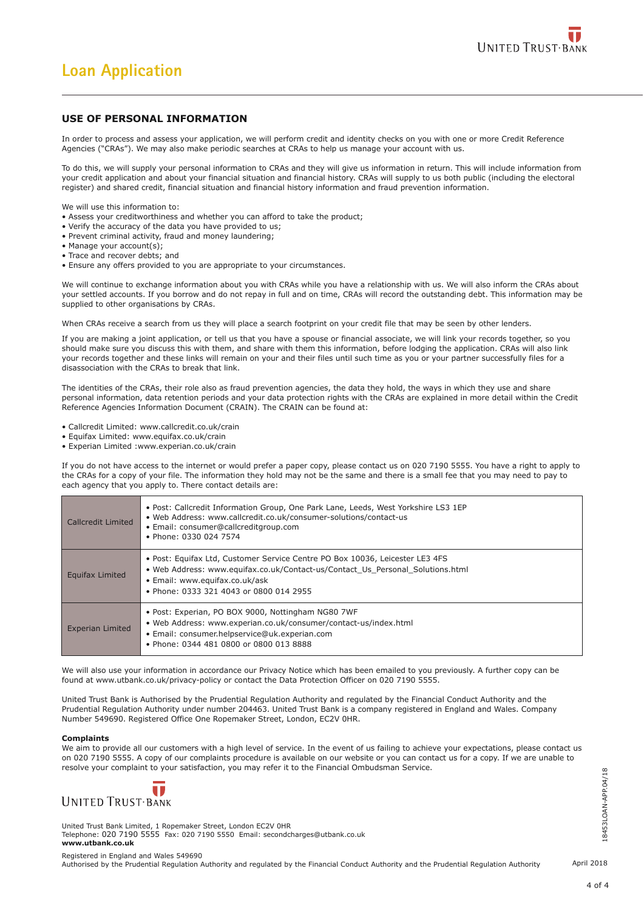# Loan Application

## USE OF PERSONAL INFORMATION

In order to process and assess your application, we will perform credit and identity checks on you with one or more Credit Reference Agencies ("CRAs"). We may also make periodic searches at CRAs to help us manage your account with us.

To do this, we will supply your personal information to CRAs and they will give us information in return. This will include information from your credit application and about your financial situation and financial history. CRAs will supply to us both public (including the electoral register) and shared credit, financial situation and financial history information and fraud prevention information.

We will use this information to:

- Assess your creditworthiness and whether you can afford to take the product;
- Verify the accuracy of the data you have provided to us;
- Prevent criminal activity, fraud and money laundering;
- Manage your account(s);
- Trace and recover debts; and
- Ensure any offers provided to you are appropriate to your circumstances.

We will continue to exchange information about you with CRAs while you have a relationship with us. We will also inform the CRAs about your settled accounts. If you borrow and do not repay in full and on time, CRAs will record the outstanding debt. This information may be supplied to other organisations by CRAs.

When CRAs receive a search from us they will place a search footprint on your credit file that may be seen by other lenders.

If you are making a joint application, or tell us that you have a spouse or financial associate, we will link your records together, so you should make sure you discuss this with them, and share with them this information, before lodging the application. CRAs will also link your records together and these links will remain on your and their files until such time as you or your partner successfully files for a disassociation with the CRAs to break that link.

The identities of the CRAs, their role also as fraud prevention agencies, the data they hold, the ways in which they use and share personal information, data retention periods and your data protection rights with the CRAs are explained in more detail within the Credit Reference Agencies Information Document (CRAIN). The CRAIN can be found at:

- Callcredit Limited: www.callcredit.co.uk/crain
- Equifax Limited: www.equifax.co.uk/crain
- Experian Limited :www.experian.co.uk/crain

If you do not have access to the internet or would prefer a paper copy, please contact us on 020 7190 5555. You have a right to apply to the CRAs for a copy of your file. The information they hold may not be the same and there is a small fee that you may need to pay to each agency that you apply to. There contact details are:

| | |
|---|---|
| Callcredit Limited | • Post: Callcredit Information Group, One Park Lane, Leeds, West Yorkshire LS3 1EP<br>• Web Address: www.callcredit.co.uk/consumer-solutions/contact-us<br>• Email: consumer@callcreditgroup.com<br>• Phone: 0330 024 7574 |
| Equifax Limited | • Post: Equifax Ltd, Customer Service Centre PO Box 10036, Leicester LE3 4FS<br>• Web Address: www.equifax.co.uk/Contact-us/Contact_Us_Personal_Solutions.html<br>• Email: www.equifax.co.uk/ask<br>• Phone: 0333 321 4043 or 0800 014 2955 |
| Experian Limited | • Post: Experian, PO BOX 9000, Nottingham NG80 7WF<br>• Web Address: www.experian.co.uk/consumer/contact-us/index.html<br>• Email: consumer.helpservice@uk.experian.com<br>• Phone: 0344 481 0800 or 0800 013 8888 |

We will also use your information in accordance our Privacy Notice which has been emailed to you previously. A further copy can be found at www.utbank.co.uk/privacy-policy or contact the Data Protection Officer on 020 7190 5555.

United Trust Bank is Authorised by the Prudential Regulation Authority and regulated by the Financial Conduct Authority and the Prudential Regulation Authority under number 204463. United Trust Bank is a company registered in England and Wales. Company Number 549690. Registered Office One Ropemaker Street, London, EC2V 0HR.

**Complaints**

We aim to provide all our customers with a high level of service. In the event of us failing to achieve your expectations, please contact us on 020 7190 5555. A copy of our complaints procedure is available on our website or you can contact us for a copy. If we are unable to resolve your complaint to your satisfaction, you may refer it to the Financial Ombudsman Service.

United Trust Bank

United Trust Bank Limited, 1 Ropemaker Street, London EC2V 0HR
Telephone: 020 7190 5555 Fax: 020 7190 5550 Email: secondcharges@utbank.co.uk
**www.utbank.co.uk**

Registered in England and Wales 549690
Authorised by the Prudential Regulation Authority and regulated by the Financial Conduct Authority and the Prudential Regulation Authority

18453LOAN-APP.04/18

April 2018